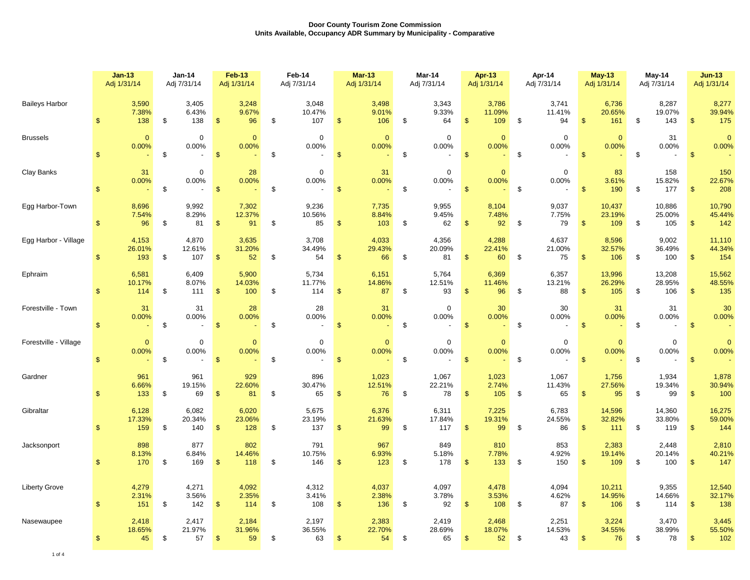**Door County Tourism Zone Commission**
**Units Available, Occupancy ADR Summary by Municipality - Comparative**

| | Jan-13 Adj 1/31/14 | Jan-14 Adj 7/31/14 | Feb-13 Adj 1/31/14 | Feb-14 Adj 7/31/14 | Mar-13 Adj 1/31/14 | Mar-14 Adj 7/31/14 | Apr-13 Adj 1/31/14 | Apr-14 Adj 7/31/14 | May-13 Adj 1/31/14 | May-14 Adj 7/31/14 | Jun-13 Adj 1/31/14 |
|---|---|---|---|---|---|---|---|---|---|---|---|
| Baileys Harbor | 3,590 | 3,405 | 3,248 | 3,048 | 3,498 | 3,343 | 3,786 | 3,741 | 6,736 | 8,287 | 8,277 |
| | 7.38% | 6.43% | 9.67% | 10.47% | 9.01% | 9.33% | 11.09% | 11.41% | 20.65% | 19.07% | 39.94% |
| | $ 138 | $ 138 | $ 96 | $ 107 | $ 106 | $ 64 | $ 109 | $ 94 | $ 161 | $ 143 | $ 175 |
| Brussels | 0 | 0 | 0 | 0 | 0 | 0 | 0 | 0 | 0 | 31 | 0 |
| | 0.00% | 0.00% | 0.00% | 0.00% | 0.00% | 0.00% | 0.00% | 0.00% | 0.00% | 0.00% | 0.00% |
| | $ - | $ - | $ - | $ - | $ - | $ - | $ - | $ - | $ - | $ - | $ - |
| Clay Banks | 31 | 0 | 28 | 0 | 31 | 0 | 0 | 0 | 83 | 158 | 150 |
| | 0.00% | 0.00% | 0.00% | 0.00% | 0.00% | 0.00% | 0.00% | 0.00% | 3.61% | 15.82% | 22.67% |
| | $ - | $ - | $ - | $ - | $ - | $ - | $ - | $ - | $ 190 | $ 177 | $ 208 |
| Egg Harbor-Town | 8,696 | 9,992 | 7,302 | 9,236 | 7,735 | 9,955 | 8,104 | 9,037 | 10,437 | 10,886 | 10,790 |
| | 7.54% | 8.29% | 12.37% | 10.56% | 8.84% | 9.45% | 7.48% | 7.75% | 23.19% | 25.00% | 45.44% |
| | $ 96 | $ 81 | $ 91 | $ 85 | $ 103 | $ 62 | $ 92 | $ 79 | $ 109 | $ 105 | $ 142 |
| Egg Harbor - Village | 4,153 | 4,870 | 3,635 | 3,708 | 4,033 | 4,356 | 4,288 | 4,637 | 8,596 | 9,002 | 11,110 |
| | 26.01% | 12.61% | 31.20% | 34.49% | 29.43% | 20.09% | 22.41% | 21.00% | 32.57% | 36.49% | 44.34% |
| | $ 193 | $ 107 | $ 52 | $ 54 | $ 66 | $ 81 | $ 60 | $ 75 | $ 106 | $ 100 | $ 154 |
| Ephraim | 6,581 | 6,409 | 5,900 | 5,734 | 6,151 | 5,764 | 6,369 | 6,357 | 13,996 | 13,208 | 15,562 |
| | 10.17% | 8.07% | 14.03% | 11.77% | 14.86% | 12.51% | 11.46% | 13.21% | 26.29% | 28.95% | 48.55% |
| | $ 114 | $ 111 | $ 100 | $ 114 | $ 87 | $ 93 | $ 96 | $ 88 | $ 105 | $ 106 | $ 135 |
| Forestville - Town | 31 | 31 | 28 | 28 | 31 | 0 | 30 | 30 | 31 | 31 | 30 |
| | 0.00% | 0.00% | 0.00% | 0.00% | 0.00% | 0.00% | 0.00% | 0.00% | 0.00% | 0.00% | 0.00% |
| | $ - | $ - | $ - | $ - | $ - | $ - | $ - | $ - | $ - | $ - | $ - |
| Forestville - Village | 0 | 0 | 0 | 0 | 0 | 0 | 0 | 0 | 0 | 0 | 0 |
| | 0.00% | 0.00% | 0.00% | 0.00% | 0.00% | 0.00% | 0.00% | 0.00% | 0.00% | 0.00% | 0.00% |
| | $ - | $ - | $ - | $ - | $ - | $ - | $ - | $ - | $ - | $ - | $ - |
| Gardner | 961 | 961 | 929 | 896 | 1,023 | 1,067 | 1,023 | 1,067 | 1,756 | 1,934 | 1,878 |
| | 6.66% | 19.15% | 22.60% | 30.47% | 12.51% | 22.21% | 2.74% | 11.43% | 27.56% | 19.34% | 30.94% |
| | $ 133 | $ 69 | $ 81 | $ 65 | $ 76 | $ 78 | $ 105 | $ 65 | $ 95 | $ 99 | $ 100 |
| Gibraltar | 6,128 | 6,082 | 6,020 | 5,675 | 6,376 | 6,311 | 7,225 | 6,783 | 14,596 | 14,360 | 16,275 |
| | 17.33% | 20.34% | 23.06% | 23.19% | 21.63% | 17.84% | 19.31% | 24.55% | 32.82% | 33.80% | 59.00% |
| | $ 159 | $ 140 | $ 128 | $ 137 | $ 99 | $ 117 | $ 99 | $ 86 | $ 111 | $ 119 | $ 144 |
| Jacksonport | 898 | 877 | 802 | 791 | 967 | 849 | 810 | 853 | 2,383 | 2,448 | 2,810 |
| | 8.13% | 6.84% | 14.46% | 10.75% | 6.93% | 5.18% | 7.78% | 4.92% | 19.14% | 20.14% | 40.21% |
| | $ 170 | $ 169 | $ 118 | $ 146 | $ 123 | $ 178 | $ 133 | $ 150 | $ 109 | $ 100 | $ 147 |
| Liberty Grove | 4,279 | 4,271 | 4,092 | 4,312 | 4,037 | 4,097 | 4,478 | 4,094 | 10,211 | 9,355 | 12,540 |
| | 2.31% | 3.56% | 2.35% | 3.41% | 2.38% | 3.78% | 3.53% | 4.62% | 14.95% | 14.66% | 32.17% |
| | $ 151 | $ 142 | $ 114 | $ 108 | $ 136 | $ 92 | $ 108 | $ 87 | $ 106 | $ 114 | $ 138 |
| Nasewaupee | 2,418 | 2,417 | 2,184 | 2,197 | 2,383 | 2,419 | 2,468 | 2,251 | 3,224 | 3,470 | 3,445 |
| | 18.65% | 21.97% | 31.96% | 36.55% | 22.70% | 28.69% | 18.07% | 14.53% | 34.55% | 38.99% | 55.50% |
| | $ 45 | $ 57 | $ 59 | $ 63 | $ 54 | $ 65 | $ 52 | $ 43 | $ 76 | $ 78 | $ 102 |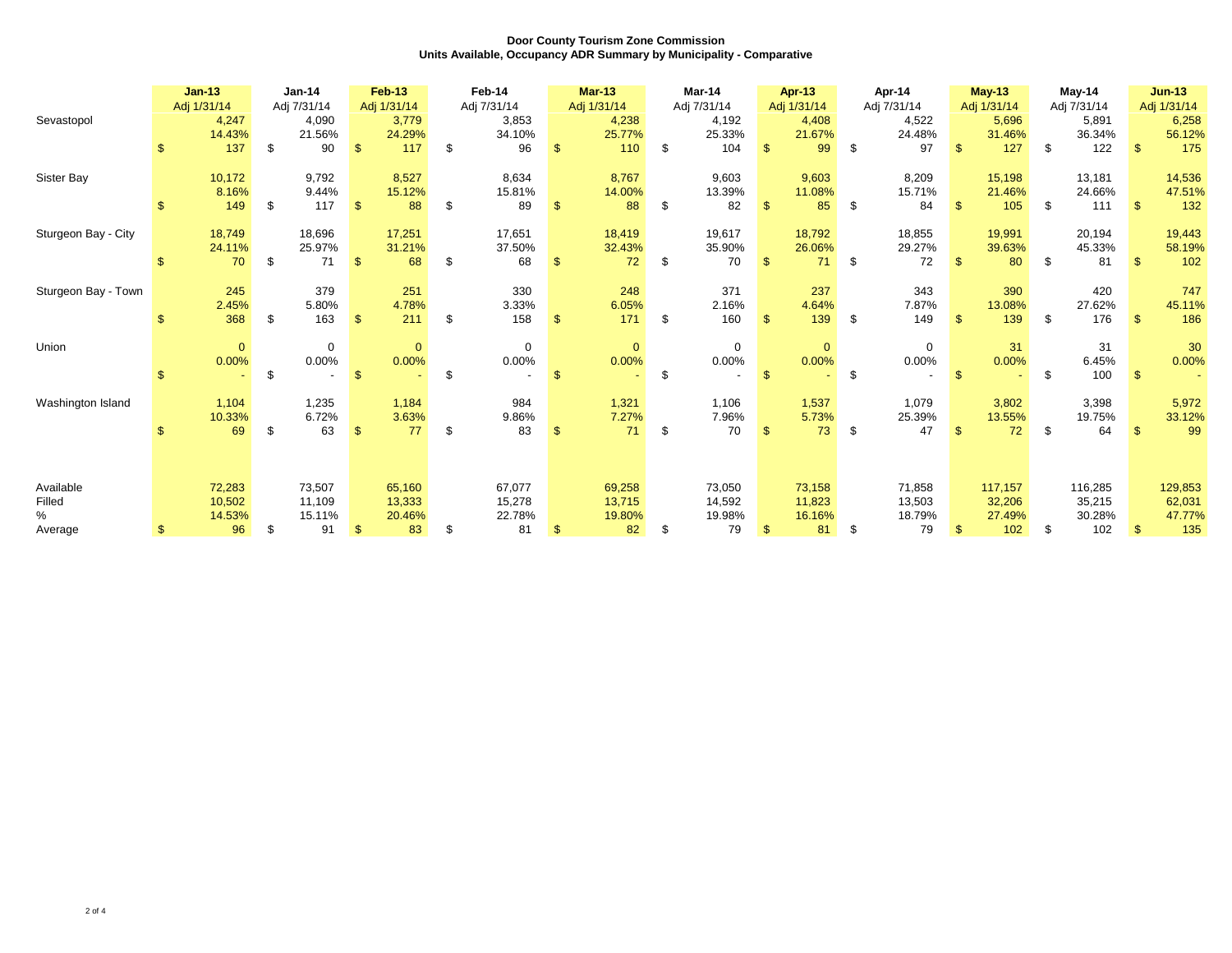**Door County Tourism Zone Commission**
**Units Available, Occupancy ADR Summary by Municipality - Comparative**

| | **Jan-13** | **Jan-14** | **Feb-13** | **Feb-14** | **Mar-13** | **Mar-14** | **Apr-13** | **Apr-14** | **May-13** | **May-14** | **Jun-13** |
|---|---|---|---|---|---|---|---|---|---|---|---|
| | Adj 1/31/14 | Adj 7/31/14 | Adj 1/31/14 | Adj 7/31/14 | Adj 1/31/14 | Adj 7/31/14 | Adj 1/31/14 | Adj 7/31/14 | Adj 1/31/14 | Adj 7/31/14 | Adj 1/31/14 |
| Sevastopol | 4,247 | 4,090 | 3,779 | 3,853 | 4,238 | 4,192 | 4,408 | 4,522 | 5,696 | 5,891 | 6,258 |
| | 14.43% | 21.56% | 24.29% | 34.10% | 25.77% | 25.33% | 21.67% | 24.48% | 31.46% | 36.34% | 56.12% |
| | $ 137 | $ 90 | $ 117 | $ 96 | $ 110 | $ 104 | $ 99 | $ 97 | $ 127 | $ 122 | $ 175 |
| Sister Bay | 10,172 | 9,792 | 8,527 | 8,634 | 8,767 | 9,603 | 9,603 | 8,209 | 15,198 | 13,181 | 14,536 |
| | 8.16% | 9.44% | 15.12% | 15.81% | 14.00% | 13.39% | 11.08% | 15.71% | 21.46% | 24.66% | 47.51% |
| | $ 149 | $ 117 | $ 88 | $ 89 | $ 88 | $ 82 | $ 85 | $ 84 | $ 105 | $ 111 | $ 132 |
| Sturgeon Bay - City | 18,749 | 18,696 | 17,251 | 17,651 | 18,419 | 19,617 | 18,792 | 18,855 | 19,991 | 20,194 | 19,443 |
| | 24.11% | 25.97% | 31.21% | 37.50% | 32.43% | 35.90% | 26.06% | 29.27% | 39.63% | 45.33% | 58.19% |
| | $ 70 | $ 71 | $ 68 | $ 68 | $ 72 | $ 70 | $ 71 | $ 72 | $ 80 | $ 81 | $ 102 |
| Sturgeon Bay - Town | 245 | 379 | 251 | 330 | 248 | 371 | 237 | 343 | 390 | 420 | 747 |
| | 2.45% | 5.80% | 4.78% | 3.33% | 6.05% | 2.16% | 4.64% | 7.87% | 13.08% | 27.62% | 45.11% |
| | $ 368 | $ 163 | $ 211 | $ 158 | $ 171 | $ 160 | $ 139 | $ 149 | $ 139 | $ 176 | $ 186 |
| Union | 0 | 0 | 0 | 0 | 0 | 0 | 0 | 0 | 31 | 31 | 30 |
| | 0.00% | 0.00% | 0.00% | 0.00% | 0.00% | 0.00% | 0.00% | 0.00% | 0.00% | 6.45% | 0.00% |
| | $ - | $ - | $ - | $ - | $ - | $ - | $ - | $ - | $ - | $ 100 | $ - |
| Washington Island | 1,104 | 1,235 | 1,184 | 984 | 1,321 | 1,106 | 1,537 | 1,079 | 3,802 | 3,398 | 5,972 |
| | 10.33% | 6.72% | 3.63% | 9.86% | 7.27% | 7.96% | 5.73% | 25.39% | 13.55% | 19.75% | 33.12% |
| | $ 69 | $ 63 | $ 77 | $ 83 | $ 71 | $ 70 | $ 73 | $ 47 | $ 72 | $ 64 | $ 99 |
| Available | 72,283 | 73,507 | 65,160 | 67,077 | 69,258 | 73,050 | 73,158 | 71,858 | 117,157 | 116,285 | 129,853 |
| Filled | 10,502 | 11,109 | 13,333 | 15,278 | 13,715 | 14,592 | 11,823 | 13,503 | 32,206 | 35,215 | 62,031 |
| % | 14.53% | 15.11% | 20.46% | 22.78% | 19.80% | 19.98% | 16.16% | 18.79% | 27.49% | 30.28% | 47.77% |
| Average | $ 96 | $ 91 | $ 83 | $ 81 | $ 82 | $ 79 | $ 81 | $ 79 | $ 102 | $ 102 | $ 135 |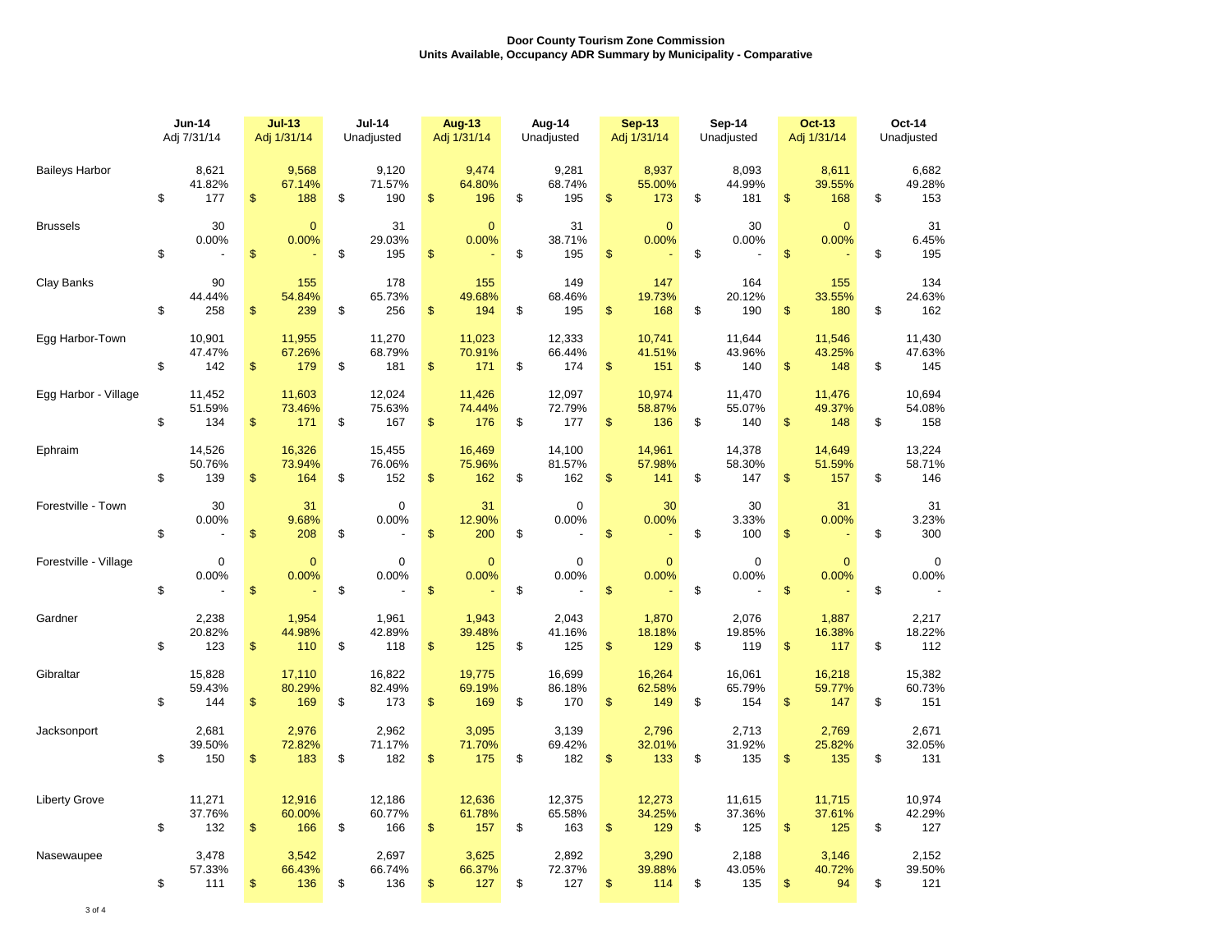**Door County Tourism Zone Commission**
**Units Available, Occupancy ADR Summary by Municipality - Comparative**

| | Jun-14 Adj 7/31/14 | Jul-13 Adj 1/31/14 | Jul-14 Unadjusted | Aug-13 Adj 1/31/14 | Aug-14 Unadjusted | Sep-13 Adj 1/31/14 | Sep-14 Unadjusted | Oct-13 Adj 1/31/14 | Oct-14 Unadjusted |
|---|---|---|---|---|---|---|---|---|---|
| Baileys Harbor | 8,621 | 9,568 | 9,120 | 9,474 | 9,281 | 8,937 | 8,093 | 8,611 | 6,682 |
| | 41.82% | 67.14% | 71.57% | 64.80% | 68.74% | 55.00% | 44.99% | 39.55% | 49.28% |
| | $ 177 | $ 188 | $ 190 | $ 196 | $ 195 | $ 173 | $ 181 | $ 168 | $ 153 |
| Brussels | 30 | 0 | 31 | 0 | 31 | 0 | 30 | 0 | 31 |
| | 0.00% | 0.00% | 29.03% | 0.00% | 38.71% | 0.00% | 0.00% | 0.00% | 6.45% |
| | $ - | $ - | $ 195 | $ - | $ 195 | $ - | $ - | $ - | $ 195 |
| Clay Banks | 90 | 155 | 178 | 155 | 149 | 147 | 164 | 155 | 134 |
| | 44.44% | 54.84% | 65.73% | 49.68% | 68.46% | 19.73% | 20.12% | 33.55% | 24.63% |
| | $ 258 | $ 239 | $ 256 | $ 194 | $ 195 | $ 168 | $ 190 | $ 180 | $ 162 |
| Egg Harbor-Town | 10,901 | 11,955 | 11,270 | 11,023 | 12,333 | 10,741 | 11,644 | 11,546 | 11,430 |
| | 47.47% | 67.26% | 68.79% | 70.91% | 66.44% | 41.51% | 43.96% | 43.25% | 47.63% |
| | $ 142 | $ 179 | $ 181 | $ 171 | $ 174 | $ 151 | $ 140 | $ 148 | $ 145 |
| Egg Harbor - Village | 11,452 | 11,603 | 12,024 | 11,426 | 12,097 | 10,974 | 11,470 | 11,476 | 10,694 |
| | 51.59% | 73.46% | 75.63% | 74.44% | 72.79% | 58.87% | 55.07% | 49.37% | 54.08% |
| | $ 134 | $ 171 | $ 167 | $ 176 | $ 177 | $ 136 | $ 140 | $ 148 | $ 158 |
| Ephraim | 14,526 | 16,326 | 15,455 | 16,469 | 14,100 | 14,961 | 14,378 | 14,649 | 13,224 |
| | 50.76% | 73.94% | 76.06% | 75.96% | 81.57% | 57.98% | 58.30% | 51.59% | 58.71% |
| | $ 139 | $ 164 | $ 152 | $ 162 | $ 162 | $ 141 | $ 147 | $ 157 | $ 146 |
| Forestville - Town | 30 | 31 | 0 | 31 | 0 | 30 | 30 | 31 | 31 |
| | 0.00% | 9.68% | 0.00% | 12.90% | 0.00% | 0.00% | 3.33% | 0.00% | 3.23% |
| | $ - | $ 208 | $ - | $ 200 | $ - | $ - | $ 100 | $ - | $ 300 |
| Forestville - Village | 0 | 0 | 0 | 0 | 0 | 0 | 0 | 0 | 0 |
| | 0.00% | 0.00% | 0.00% | 0.00% | 0.00% | 0.00% | 0.00% | 0.00% | 0.00% |
| | $ - | $ - | $ - | $ - | $ - | $ - | $ - | $ - | $ - |
| Gardner | 2,238 | 1,954 | 1,961 | 1,943 | 2,043 | 1,870 | 2,076 | 1,887 | 2,217 |
| | 20.82% | 44.98% | 42.89% | 39.48% | 41.16% | 18.18% | 19.85% | 16.38% | 18.22% |
| | $ 123 | $ 110 | $ 118 | $ 125 | $ 125 | $ 129 | $ 119 | $ 117 | $ 112 |
| Gibraltar | 15,828 | 17,110 | 16,822 | 19,775 | 16,699 | 16,264 | 16,061 | 16,218 | 15,382 |
| | 59.43% | 80.29% | 82.49% | 69.19% | 86.18% | 62.58% | 65.79% | 59.77% | 60.73% |
| | $ 144 | $ 169 | $ 173 | $ 169 | $ 170 | $ 149 | $ 154 | $ 147 | $ 151 |
| Jacksonport | 2,681 | 2,976 | 2,962 | 3,095 | 3,139 | 2,796 | 2,713 | 2,769 | 2,671 |
| | 39.50% | 72.82% | 71.17% | 71.70% | 69.42% | 32.01% | 31.92% | 25.82% | 32.05% |
| | $ 150 | $ 183 | $ 182 | $ 175 | $ 182 | $ 133 | $ 135 | $ 135 | $ 131 |
| Liberty Grove | 11,271 | 12,916 | 12,186 | 12,636 | 12,375 | 12,273 | 11,615 | 11,715 | 10,974 |
| | 37.76% | 60.00% | 60.77% | 61.78% | 65.58% | 34.25% | 37.36% | 37.61% | 42.29% |
| | $ 132 | $ 166 | $ 166 | $ 157 | $ 163 | $ 129 | $ 125 | $ 125 | $ 127 |
| Nasewaupee | 3,478 | 3,542 | 2,697 | 3,625 | 2,892 | 3,290 | 2,188 | 3,146 | 2,152 |
| | 57.33% | 66.43% | 66.74% | 66.37% | 72.37% | 39.88% | 43.05% | 40.72% | 39.50% |
| | $ 111 | $ 136 | $ 136 | $ 127 | $ 127 | $ 114 | $ 135 | $ 94 | $ 121 |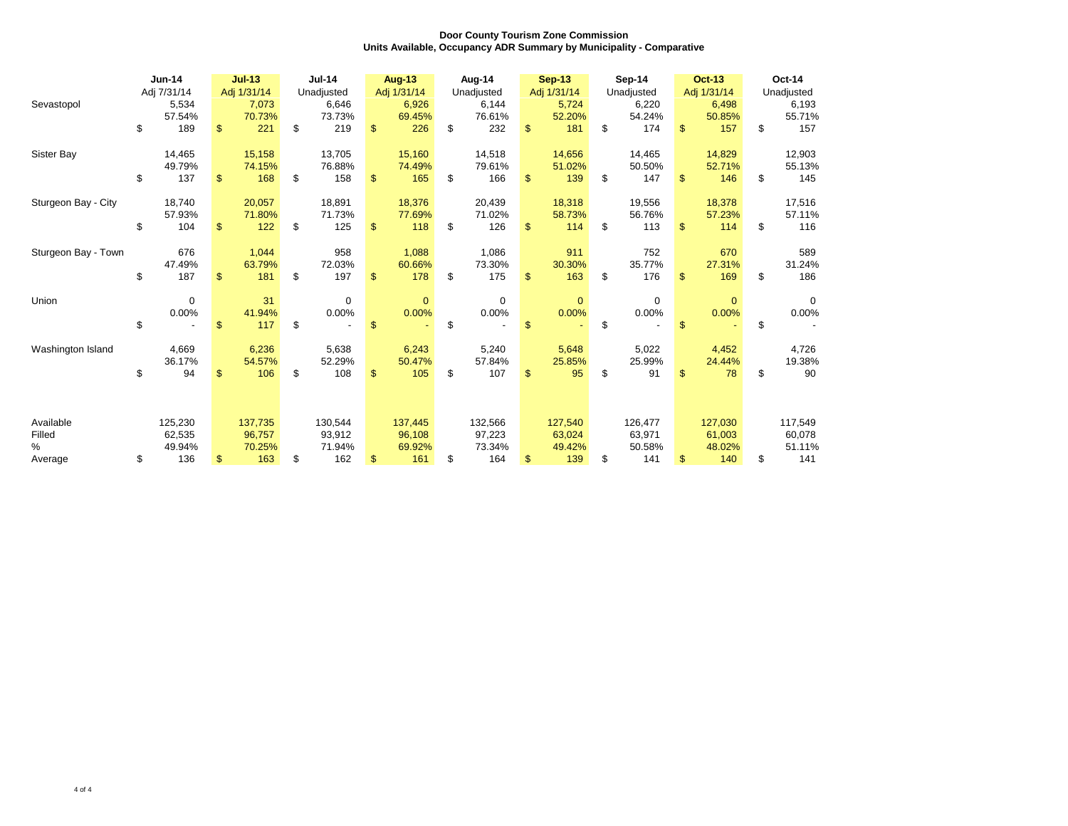**Door County Tourism Zone Commission**
**Units Available, Occupancy ADR Summary by Municipality - Comparative**

| | Jun-14 | Jul-13 | Jul-14 | Aug-13 | Aug-14 | Sep-13 | Sep-14 | Oct-13 | Oct-14 |
|---|---|---|---|---|---|---|---|---|---|
| | Adj 7/31/14 | Adj 1/31/14 | Unadjusted | Adj 1/31/14 | Unadjusted | Adj 1/31/14 | Unadjusted | Adj 1/31/14 | Unadjusted |
| Sevastopol | 5,534 | 7,073 | 6,646 | 6,926 | 6,144 | 5,724 | 6,220 | 6,498 | 6,193 |
| | 57.54% | 70.73% | 73.73% | 69.45% | 76.61% | 52.20% | 54.24% | 50.85% | 55.71% |
| | $ 189 | $ 221 | $ 219 | $ 226 | $ 232 | $ 181 | $ 174 | $ 157 | $ 157 |
| Sister Bay | 14,465 | 15,158 | 13,705 | 15,160 | 14,518 | 14,656 | 14,465 | 14,829 | 12,903 |
| | 49.79% | 74.15% | 76.88% | 74.49% | 79.61% | 51.02% | 50.50% | 52.71% | 55.13% |
| | $ 137 | $ 168 | $ 158 | $ 165 | $ 166 | $ 139 | $ 147 | $ 146 | $ 145 |
| Sturgeon Bay - City | 18,740 | 20,057 | 18,891 | 18,376 | 20,439 | 18,318 | 19,556 | 18,378 | 17,516 |
| | 57.93% | 71.80% | 71.73% | 77.69% | 71.02% | 58.73% | 56.76% | 57.23% | 57.11% |
| | $ 104 | $ 122 | $ 125 | $ 118 | $ 126 | $ 114 | $ 113 | $ 114 | $ 116 |
| Sturgeon Bay - Town | 676 | 1,044 | 958 | 1,088 | 1,086 | 911 | 752 | 670 | 589 |
| | 47.49% | 63.79% | 72.03% | 60.66% | 73.30% | 30.30% | 35.77% | 27.31% | 31.24% |
| | $ 187 | $ 181 | $ 197 | $ 178 | $ 175 | $ 163 | $ 176 | $ 169 | $ 186 |
| Union | 0 | 31 | 0 | 0 | 0 | 0 | 0 | 0 | 0 |
| | 0.00% | 41.94% | 0.00% | 0.00% | 0.00% | 0.00% | 0.00% | 0.00% | 0.00% |
| | $ - | $ 117 | $ - | $ - | $ - | $ - | $ - | $ - | $ - |
| Washington Island | 4,669 | 6,236 | 5,638 | 6,243 | 5,240 | 5,648 | 5,022 | 4,452 | 4,726 |
| | 36.17% | 54.57% | 52.29% | 50.47% | 57.84% | 25.85% | 25.99% | 24.44% | 19.38% |
| | $ 94 | $ 106 | $ 108 | $ 105 | $ 107 | $ 95 | $ 91 | $ 78 | $ 90 |
| Available | 125,230 | 137,735 | 130,544 | 137,445 | 132,566 | 127,540 | 126,477 | 127,030 | 117,549 |
| Filled | 62,535 | 96,757 | 93,912 | 96,108 | 97,223 | 63,024 | 63,971 | 61,003 | 60,078 |
| % | 49.94% | 70.25% | 71.94% | 69.92% | 73.34% | 49.42% | 50.58% | 48.02% | 51.11% |
| Average | $ 136 | $ 163 | $ 162 | $ 161 | $ 164 | $ 139 | $ 141 | $ 140 | $ 141 |